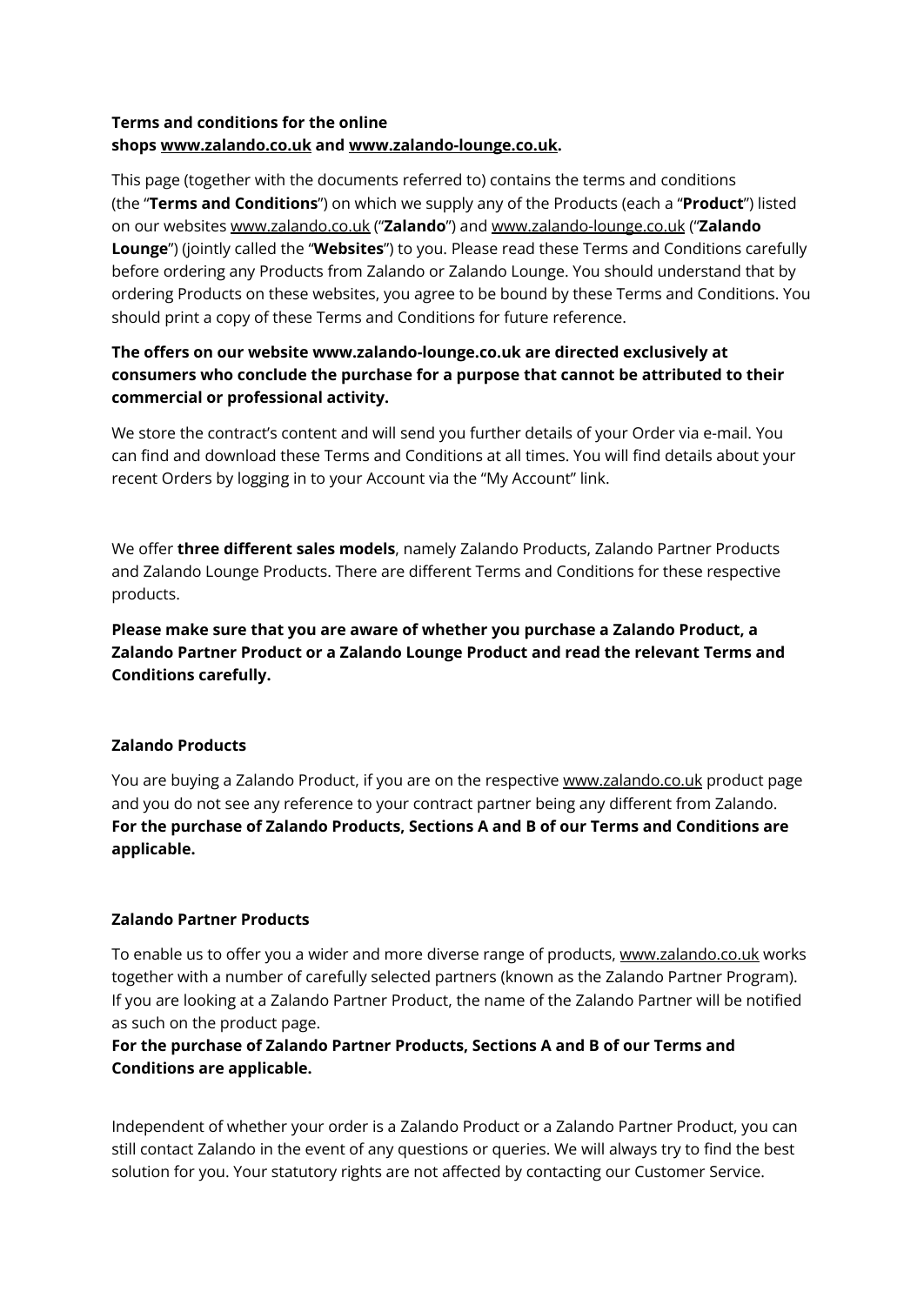**Terms and conditions for the online shops www.zalando.co.uk and www.zalando-lounge.co.uk.**

This page (together with the documents referred to) contains the terms and conditions (the "**Terms and Conditions**") on which we supply any of the Products (each a "**Product**") listed on our websites www.zalando.co.uk ("**Zalando**") and www.zalando-lounge.co.uk ("**Zalando Lounge**") (jointly called the "**Websites**") to you. Please read these Terms and Conditions carefully before ordering any Products from Zalando or Zalando Lounge. You should understand that by ordering Products on these websites, you agree to be bound by these Terms and Conditions. You should print a copy of these Terms and Conditions for future reference.

**The offers on our website www.zalando-lounge.co.uk are directed exclusively at consumers who conclude the purchase for a purpose that cannot be attributed to their commercial or professional activity.**

We store the contract's content and will send you further details of your Order via e-mail. You can find and download these Terms and Conditions at all times. You will find details about your recent Orders by logging in to your Account via the "My Account" link.

We offer **three different sales models**, namely Zalando Products, Zalando Partner Products and Zalando Lounge Products. There are different Terms and Conditions for these respective products.

**Please make sure that you are aware of whether you purchase a Zalando Product, a Zalando Partner Product or a Zalando Lounge Product and read the relevant Terms and Conditions carefully.**

**Zalando Products**

You are buying a Zalando Product, if you are on the respective www.zalando.co.uk product page and you do not see any reference to your contract partner being any different from Zalando. **For the purchase of Zalando Products, Sections A and B of our Terms and Conditions are applicable.**

**Zalando Partner Products**

To enable us to offer you a wider and more diverse range of products, www.zalando.co.uk works together with a number of carefully selected partners (known as the Zalando Partner Program). If you are looking at a Zalando Partner Product, the name of the Zalando Partner will be notified as such on the product page.
**For the purchase of Zalando Partner Products, Sections A and B of our Terms and Conditions are applicable.**

Independent of whether your order is a Zalando Product or a Zalando Partner Product, you can still contact Zalando in the event of any questions or queries. We will always try to find the best solution for you. Your statutory rights are not affected by contacting our Customer Service.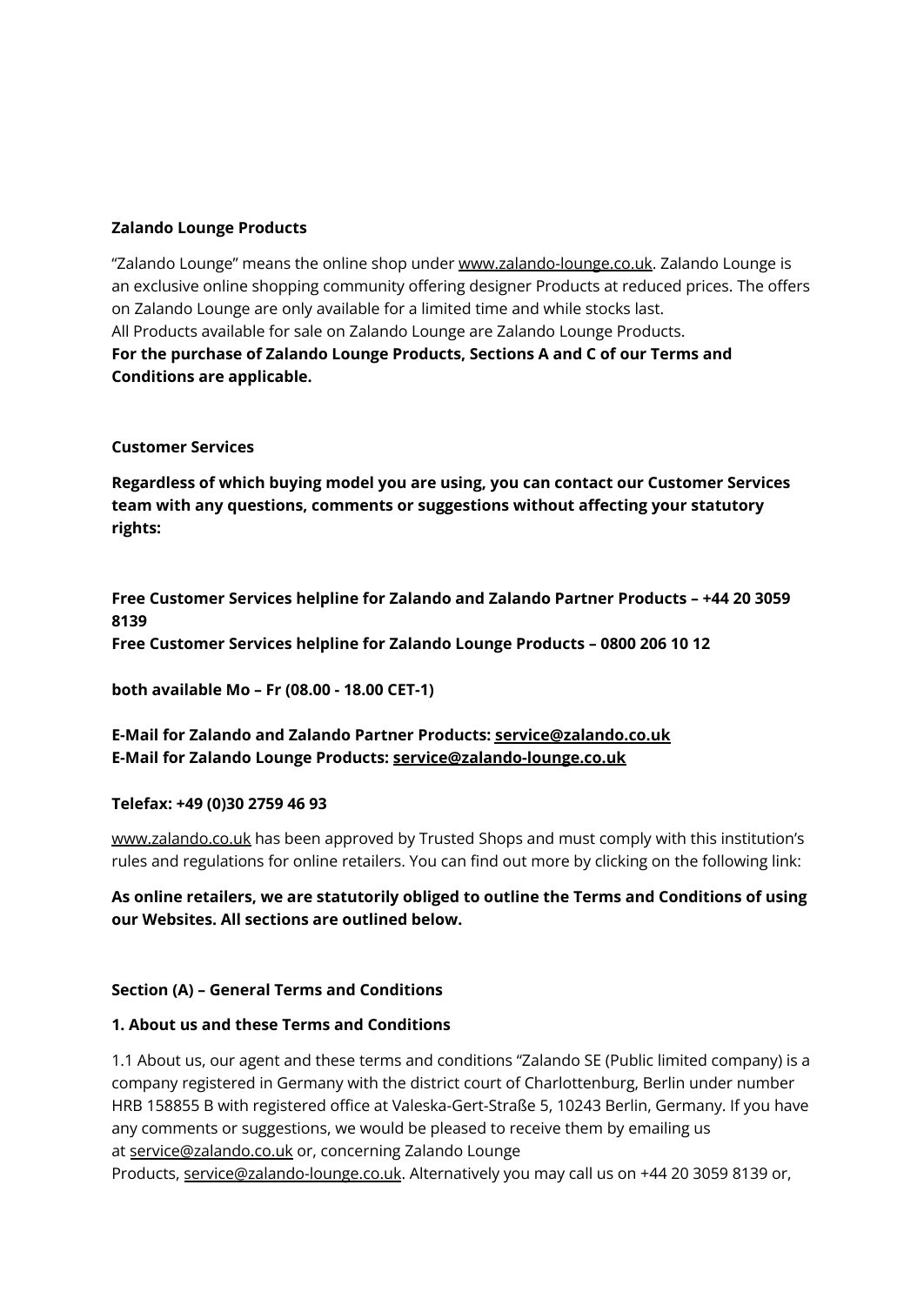**Zalando Lounge Products**

"Zalando Lounge" means the online shop under www.zalando-lounge.co.uk. Zalando Lounge is an exclusive online shopping community offering designer Products at reduced prices. The offers on Zalando Lounge are only available for a limited time and while stocks last.
All Products available for sale on Zalando Lounge are Zalando Lounge Products.
**For the purchase of Zalando Lounge Products, Sections A and C of our Terms and Conditions are applicable.**

**Customer Services**

**Regardless of which buying model you are using, you can contact our Customer Services team with any questions, comments or suggestions without affecting your statutory rights:**

**Free Customer Services helpline for Zalando and Zalando Partner Products – +44 20 3059 8139**
**Free Customer Services helpline for Zalando Lounge Products – 0800 206 10 12**

**both available Mo – Fr (08.00 - 18.00 CET-1)**

**E-Mail for Zalando and Zalando Partner Products: service@zalando.co.uk**
**E-Mail for Zalando Lounge Products: service@zalando-lounge.co.uk**

**Telefax: +49 (0)30 2759 46 93**

www.zalando.co.uk has been approved by Trusted Shops and must comply with this institution's rules and regulations for online retailers. You can find out more by clicking on the following link:

**As online retailers, we are statutorily obliged to outline the Terms and Conditions of using our Websites. All sections are outlined below.**

**Section (A) – General Terms and Conditions**

**1. About us and these Terms and Conditions**

1.1 About us, our agent and these terms and conditions "Zalando SE (Public limited company) is a company registered in Germany with the district court of Charlottenburg, Berlin under number HRB 158855 B with registered office at Valeska-Gert-Straße 5, 10243 Berlin, Germany. If you have any comments or suggestions, we would be pleased to receive them by emailing us at service@zalando.co.uk or, concerning Zalando Lounge Products, service@zalando-lounge.co.uk. Alternatively you may call us on +44 20 3059 8139 or,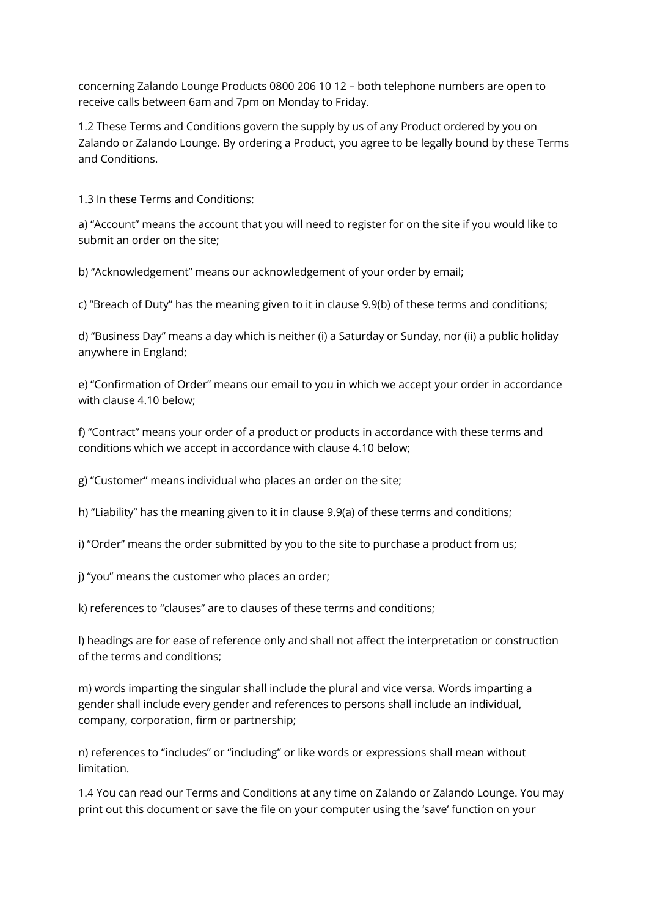concerning Zalando Lounge Products 0800 206 10 12 – both telephone numbers are open to receive calls between 6am and 7pm on Monday to Friday.

1.2 These Terms and Conditions govern the supply by us of any Product ordered by you on Zalando or Zalando Lounge. By ordering a Product, you agree to be legally bound by these Terms and Conditions.

1.3 In these Terms and Conditions:

a) “Account” means the account that you will need to register for on the site if you would like to submit an order on the site;

b) “Acknowledgement” means our acknowledgement of your order by email;

c) “Breach of Duty” has the meaning given to it in clause 9.9(b) of these terms and conditions;

d) “Business Day” means a day which is neither (i) a Saturday or Sunday, nor (ii) a public holiday anywhere in England;

e) “Confirmation of Order” means our email to you in which we accept your order in accordance with clause 4.10 below;

f) “Contract” means your order of a product or products in accordance with these terms and conditions which we accept in accordance with clause 4.10 below;

g) “Customer” means individual who places an order on the site;

h) “Liability” has the meaning given to it in clause 9.9(a) of these terms and conditions;

i) “Order” means the order submitted by you to the site to purchase a product from us;

j) “you” means the customer who places an order;

k) references to “clauses” are to clauses of these terms and conditions;

l) headings are for ease of reference only and shall not affect the interpretation or construction of the terms and conditions;

m) words imparting the singular shall include the plural and vice versa. Words imparting a gender shall include every gender and references to persons shall include an individual, company, corporation, firm or partnership;

n) references to “includes” or “including” or like words or expressions shall mean without limitation.

1.4 You can read our Terms and Conditions at any time on Zalando or Zalando Lounge. You may print out this document or save the file on your computer using the ‘save’ function on your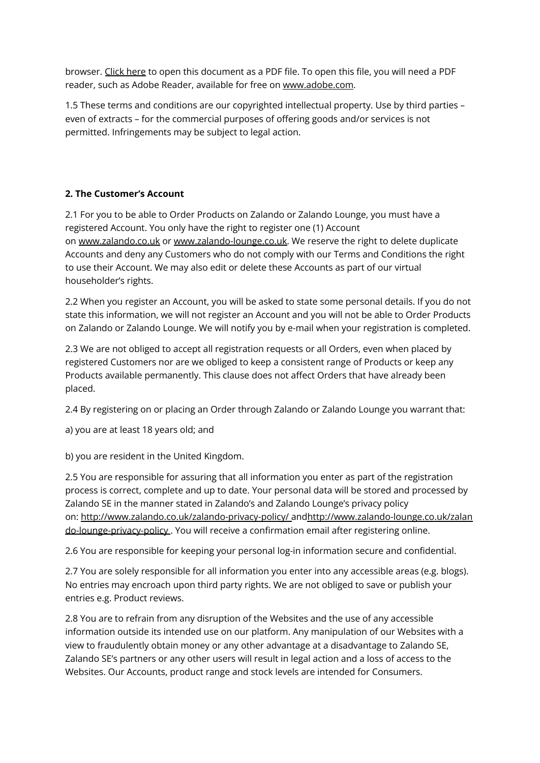browser. Click here to open this document as a PDF file. To open this file, you will need a PDF reader, such as Adobe Reader, available for free on www.adobe.com.

1.5 These terms and conditions are our copyrighted intellectual property. Use by third parties – even of extracts – for the commercial purposes of offering goods and/or services is not permitted. Infringements may be subject to legal action.

**2. The Customer's Account**

2.1 For you to be able to Order Products on Zalando or Zalando Lounge, you must have a registered Account. You only have the right to register one (1) Account on www.zalando.co.uk or www.zalando-lounge.co.uk. We reserve the right to delete duplicate Accounts and deny any Customers who do not comply with our Terms and Conditions the right to use their Account. We may also edit or delete these Accounts as part of our virtual householder's rights.

2.2 When you register an Account, you will be asked to state some personal details. If you do not state this information, we will not register an Account and you will not be able to Order Products on Zalando or Zalando Lounge. We will notify you by e-mail when your registration is completed.

2.3 We are not obliged to accept all registration requests or all Orders, even when placed by registered Customers nor are we obliged to keep a consistent range of Products or keep any Products available permanently. This clause does not affect Orders that have already been placed.

2.4 By registering on or placing an Order through Zalando or Zalando Lounge you warrant that:

a) you are at least 18 years old; and

b) you are resident in the United Kingdom.

2.5 You are responsible for assuring that all information you enter as part of the registration process is correct, complete and up to date. Your personal data will be stored and processed by Zalando SE in the manner stated in Zalando's and Zalando Lounge's privacy policy on: http://www.zalando.co.uk/zalando-privacy-policy/ andhttp://www.zalando-lounge.co.uk/zalando-lounge-privacy-policy . You will receive a confirmation email after registering online.

2.6 You are responsible for keeping your personal log-in information secure and confidential.

2.7 You are solely responsible for all information you enter into any accessible areas (e.g. blogs). No entries may encroach upon third party rights. We are not obliged to save or publish your entries e.g. Product reviews.

2.8 You are to refrain from any disruption of the Websites and the use of any accessible information outside its intended use on our platform. Any manipulation of our Websites with a view to fraudulently obtain money or any other advantage at a disadvantage to Zalando SE, Zalando SE's partners or any other users will result in legal action and a loss of access to the Websites. Our Accounts, product range and stock levels are intended for Consumers.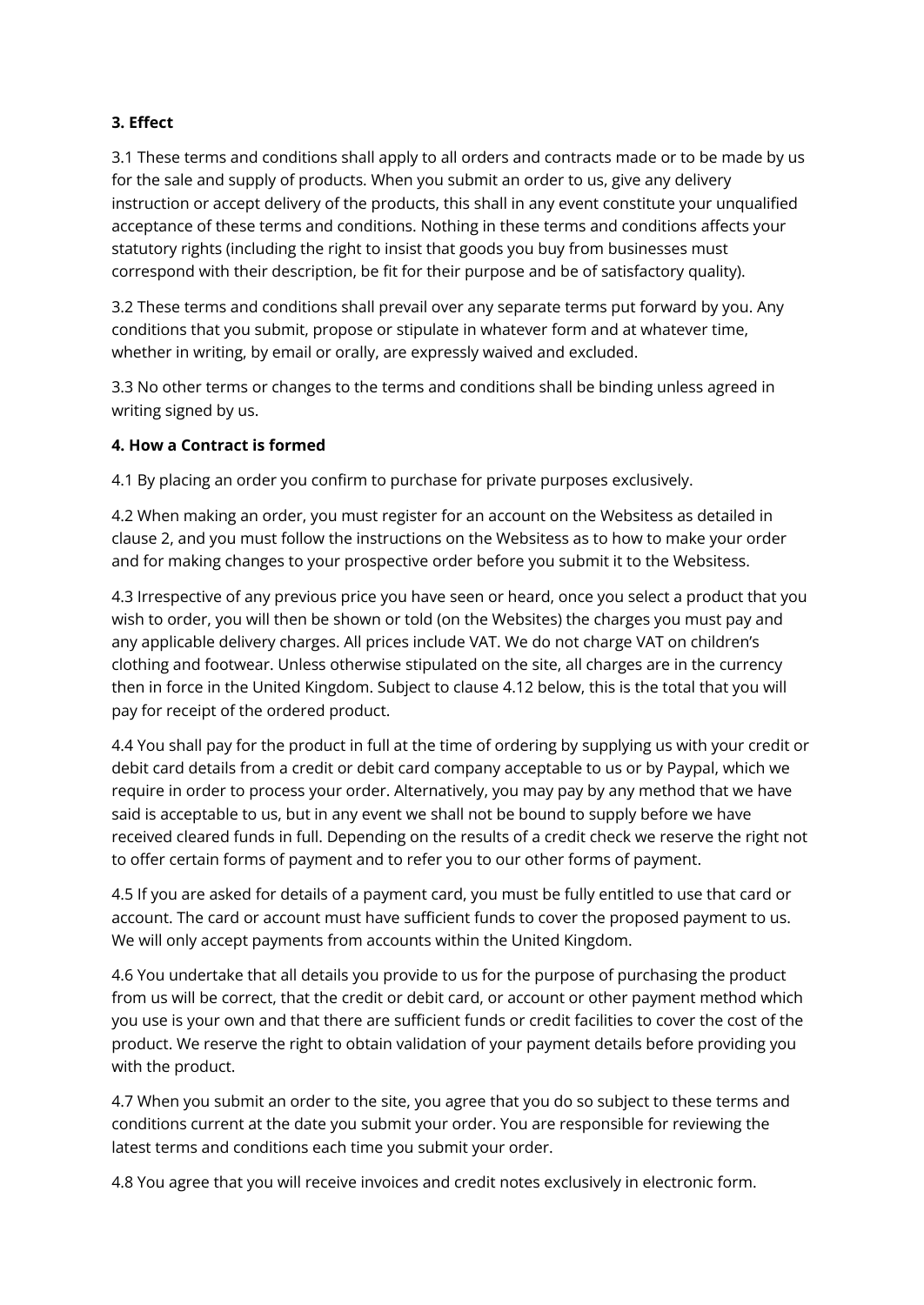**3. Effect**

3.1 These terms and conditions shall apply to all orders and contracts made or to be made by us for the sale and supply of products. When you submit an order to us, give any delivery instruction or accept delivery of the products, this shall in any event constitute your unqualified acceptance of these terms and conditions. Nothing in these terms and conditions affects your statutory rights (including the right to insist that goods you buy from businesses must correspond with their description, be fit for their purpose and be of satisfactory quality).

3.2 These terms and conditions shall prevail over any separate terms put forward by you. Any conditions that you submit, propose or stipulate in whatever form and at whatever time, whether in writing, by email or orally, are expressly waived and excluded.

3.3 No other terms or changes to the terms and conditions shall be binding unless agreed in writing signed by us.

**4. How a Contract is formed**

4.1 By placing an order you confirm to purchase for private purposes exclusively.

4.2 When making an order, you must register for an account on the Websitess as detailed in clause 2, and you must follow the instructions on the Websitess as to how to make your order and for making changes to your prospective order before you submit it to the Websitess.

4.3 Irrespective of any previous price you have seen or heard, once you select a product that you wish to order, you will then be shown or told (on the Websites) the charges you must pay and any applicable delivery charges. All prices include VAT. We do not charge VAT on children's clothing and footwear. Unless otherwise stipulated on the site, all charges are in the currency then in force in the United Kingdom. Subject to clause 4.12 below, this is the total that you will pay for receipt of the ordered product.

4.4 You shall pay for the product in full at the time of ordering by supplying us with your credit or debit card details from a credit or debit card company acceptable to us or by Paypal, which we require in order to process your order. Alternatively, you may pay by any method that we have said is acceptable to us, but in any event we shall not be bound to supply before we have received cleared funds in full. Depending on the results of a credit check we reserve the right not to offer certain forms of payment and to refer you to our other forms of payment.

4.5 If you are asked for details of a payment card, you must be fully entitled to use that card or account. The card or account must have sufficient funds to cover the proposed payment to us. We will only accept payments from accounts within the United Kingdom.

4.6 You undertake that all details you provide to us for the purpose of purchasing the product from us will be correct, that the credit or debit card, or account or other payment method which you use is your own and that there are sufficient funds or credit facilities to cover the cost of the product. We reserve the right to obtain validation of your payment details before providing you with the product.

4.7 When you submit an order to the site, you agree that you do so subject to these terms and conditions current at the date you submit your order. You are responsible for reviewing the latest terms and conditions each time you submit your order.

4.8 You agree that you will receive invoices and credit notes exclusively in electronic form.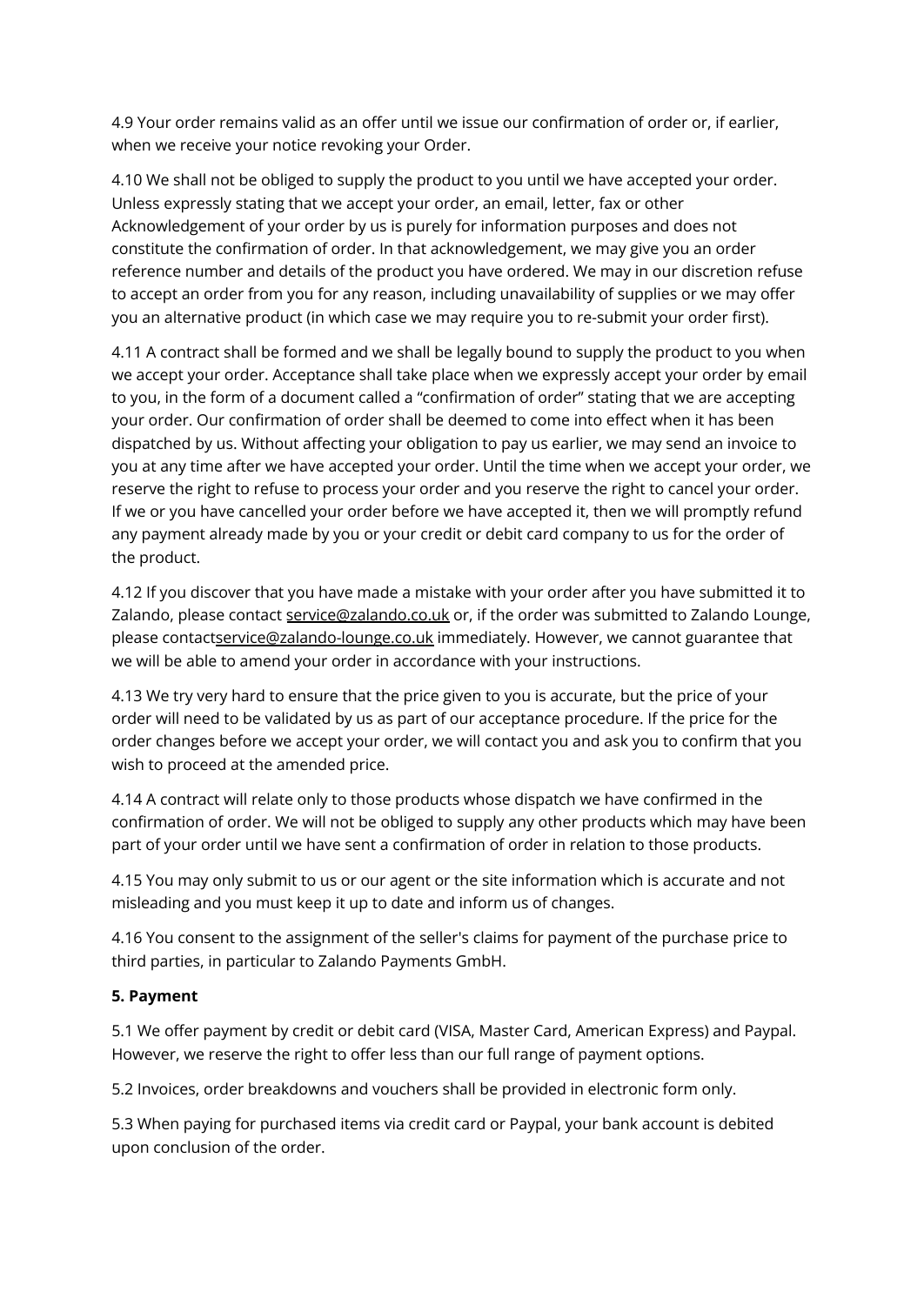4.9 Your order remains valid as an offer until we issue our confirmation of order or, if earlier, when we receive your notice revoking your Order.

4.10 We shall not be obliged to supply the product to you until we have accepted your order. Unless expressly stating that we accept your order, an email, letter, fax or other Acknowledgement of your order by us is purely for information purposes and does not constitute the confirmation of order. In that acknowledgement, we may give you an order reference number and details of the product you have ordered. We may in our discretion refuse to accept an order from you for any reason, including unavailability of supplies or we may offer you an alternative product (in which case we may require you to re-submit your order first).

4.11 A contract shall be formed and we shall be legally bound to supply the product to you when we accept your order. Acceptance shall take place when we expressly accept your order by email to you, in the form of a document called a "confirmation of order" stating that we are accepting your order. Our confirmation of order shall be deemed to come into effect when it has been dispatched by us. Without affecting your obligation to pay us earlier, we may send an invoice to you at any time after we have accepted your order. Until the time when we accept your order, we reserve the right to refuse to process your order and you reserve the right to cancel your order. If we or you have cancelled your order before we have accepted it, then we will promptly refund any payment already made by you or your credit or debit card company to us for the order of the product.

4.12 If you discover that you have made a mistake with your order after you have submitted it to Zalando, please contact service@zalando.co.uk or, if the order was submitted to Zalando Lounge, please contactservice@zalando-lounge.co.uk immediately. However, we cannot guarantee that we will be able to amend your order in accordance with your instructions.

4.13 We try very hard to ensure that the price given to you is accurate, but the price of your order will need to be validated by us as part of our acceptance procedure. If the price for the order changes before we accept your order, we will contact you and ask you to confirm that you wish to proceed at the amended price.

4.14 A contract will relate only to those products whose dispatch we have confirmed in the confirmation of order. We will not be obliged to supply any other products which may have been part of your order until we have sent a confirmation of order in relation to those products.

4.15 You may only submit to us or our agent or the site information which is accurate and not misleading and you must keep it up to date and inform us of changes.

4.16 You consent to the assignment of the seller's claims for payment of the purchase price to third parties, in particular to Zalando Payments GmbH.

**5. Payment**

5.1 We offer payment by credit or debit card (VISA, Master Card, American Express) and Paypal. However, we reserve the right to offer less than our full range of payment options.

5.2 Invoices, order breakdowns and vouchers shall be provided in electronic form only.

5.3 When paying for purchased items via credit card or Paypal, your bank account is debited upon conclusion of the order.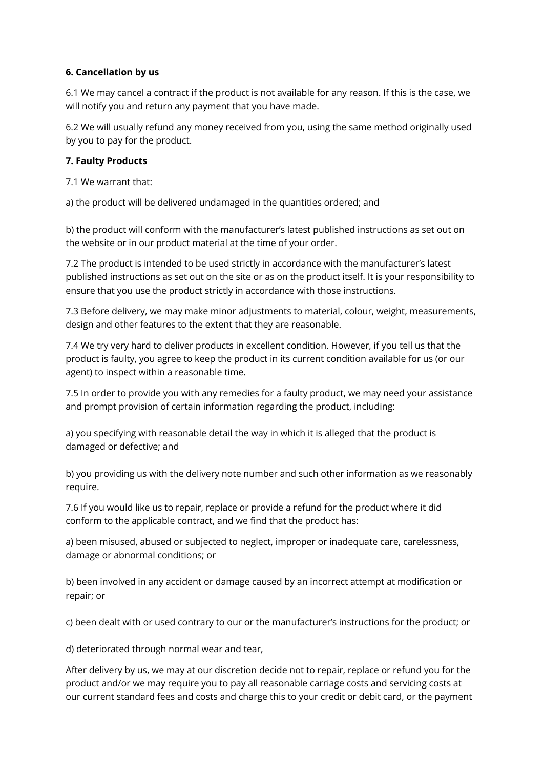**6. Cancellation by us**

6.1 We may cancel a contract if the product is not available for any reason. If this is the case, we will notify you and return any payment that you have made.

6.2 We will usually refund any money received from you, using the same method originally used by you to pay for the product.

**7. Faulty Products**

7.1 We warrant that:

a) the product will be delivered undamaged in the quantities ordered; and

b) the product will conform with the manufacturer's latest published instructions as set out on the website or in our product material at the time of your order.

7.2 The product is intended to be used strictly in accordance with the manufacturer's latest published instructions as set out on the site or as on the product itself. It is your responsibility to ensure that you use the product strictly in accordance with those instructions.

7.3 Before delivery, we may make minor adjustments to material, colour, weight, measurements, design and other features to the extent that they are reasonable.

7.4 We try very hard to deliver products in excellent condition. However, if you tell us that the product is faulty, you agree to keep the product in its current condition available for us (or our agent) to inspect within a reasonable time.

7.5 In order to provide you with any remedies for a faulty product, we may need your assistance and prompt provision of certain information regarding the product, including:

a) you specifying with reasonable detail the way in which it is alleged that the product is damaged or defective; and

b) you providing us with the delivery note number and such other information as we reasonably require.

7.6 If you would like us to repair, replace or provide a refund for the product where it did conform to the applicable contract, and we find that the product has:

a) been misused, abused or subjected to neglect, improper or inadequate care, carelessness, damage or abnormal conditions; or

b) been involved in any accident or damage caused by an incorrect attempt at modification or repair; or

c) been dealt with or used contrary to our or the manufacturer's instructions for the product; or

d) deteriorated through normal wear and tear,

After delivery by us, we may at our discretion decide not to repair, replace or refund you for the product and/or we may require you to pay all reasonable carriage costs and servicing costs at our current standard fees and costs and charge this to your credit or debit card, or the payment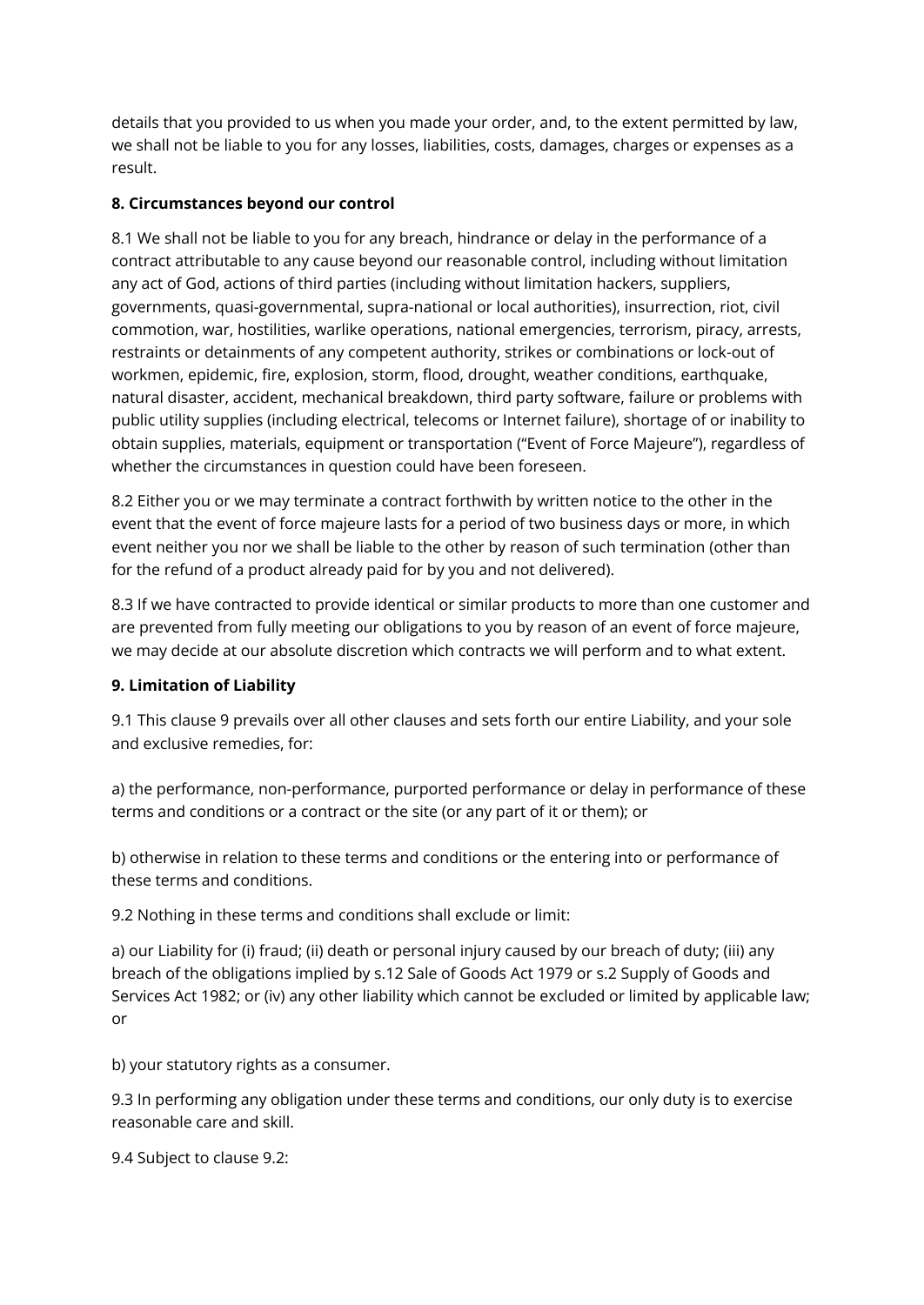details that you provided to us when you made your order, and, to the extent permitted by law, we shall not be liable to you for any losses, liabilities, costs, damages, charges or expenses as a result.

**8. Circumstances beyond our control**

8.1 We shall not be liable to you for any breach, hindrance or delay in the performance of a contract attributable to any cause beyond our reasonable control, including without limitation any act of God, actions of third parties (including without limitation hackers, suppliers, governments, quasi-governmental, supra-national or local authorities), insurrection, riot, civil commotion, war, hostilities, warlike operations, national emergencies, terrorism, piracy, arrests, restraints or detainments of any competent authority, strikes or combinations or lock-out of workmen, epidemic, fire, explosion, storm, flood, drought, weather conditions, earthquake, natural disaster, accident, mechanical breakdown, third party software, failure or problems with public utility supplies (including electrical, telecoms or Internet failure), shortage of or inability to obtain supplies, materials, equipment or transportation ("Event of Force Majeure"), regardless of whether the circumstances in question could have been foreseen.

8.2 Either you or we may terminate a contract forthwith by written notice to the other in the event that the event of force majeure lasts for a period of two business days or more, in which event neither you nor we shall be liable to the other by reason of such termination (other than for the refund of a product already paid for by you and not delivered).

8.3 If we have contracted to provide identical or similar products to more than one customer and are prevented from fully meeting our obligations to you by reason of an event of force majeure, we may decide at our absolute discretion which contracts we will perform and to what extent.

**9. Limitation of Liability**

9.1 This clause 9 prevails over all other clauses and sets forth our entire Liability, and your sole and exclusive remedies, for:

a) the performance, non-performance, purported performance or delay in performance of these terms and conditions or a contract or the site (or any part of it or them); or

b) otherwise in relation to these terms and conditions or the entering into or performance of these terms and conditions.

9.2 Nothing in these terms and conditions shall exclude or limit:

a) our Liability for (i) fraud; (ii) death or personal injury caused by our breach of duty; (iii) any breach of the obligations implied by s.12 Sale of Goods Act 1979 or s.2 Supply of Goods and Services Act 1982; or (iv) any other liability which cannot be excluded or limited by applicable law; or

b) your statutory rights as a consumer.

9.3 In performing any obligation under these terms and conditions, our only duty is to exercise reasonable care and skill.

9.4 Subject to clause 9.2: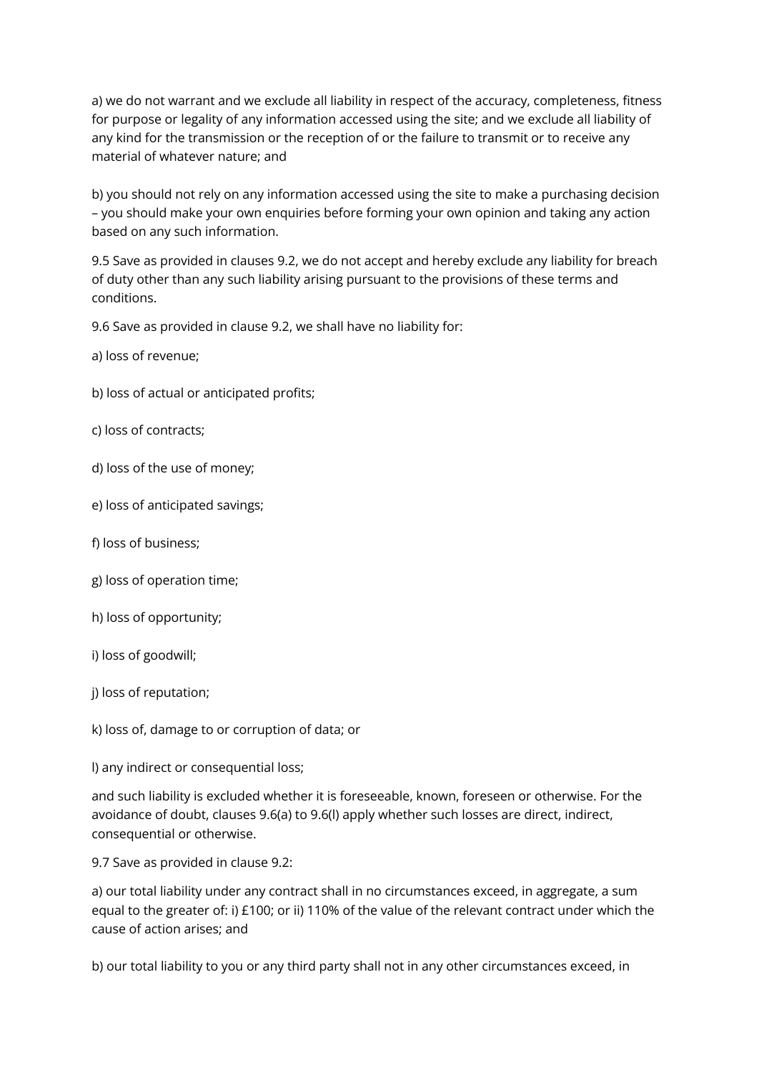a) we do not warrant and we exclude all liability in respect of the accuracy, completeness, fitness for purpose or legality of any information accessed using the site; and we exclude all liability of any kind for the transmission or the reception of or the failure to transmit or to receive any material of whatever nature; and

b) you should not rely on any information accessed using the site to make a purchasing decision – you should make your own enquiries before forming your own opinion and taking any action based on any such information.

9.5 Save as provided in clauses 9.2, we do not accept and hereby exclude any liability for breach of duty other than any such liability arising pursuant to the provisions of these terms and conditions.

9.6 Save as provided in clause 9.2, we shall have no liability for:

a) loss of revenue;

b) loss of actual or anticipated profits;

c) loss of contracts;

d) loss of the use of money;

e) loss of anticipated savings;

f) loss of business;

g) loss of operation time;

h) loss of opportunity;

i) loss of goodwill;

j) loss of reputation;

k) loss of, damage to or corruption of data; or

l) any indirect or consequential loss;

and such liability is excluded whether it is foreseeable, known, foreseen or otherwise. For the avoidance of doubt, clauses 9.6(a) to 9.6(l) apply whether such losses are direct, indirect, consequential or otherwise.

9.7 Save as provided in clause 9.2:

a) our total liability under any contract shall in no circumstances exceed, in aggregate, a sum equal to the greater of: i) £100; or ii) 110% of the value of the relevant contract under which the cause of action arises; and

b) our total liability to you or any third party shall not in any other circumstances exceed, in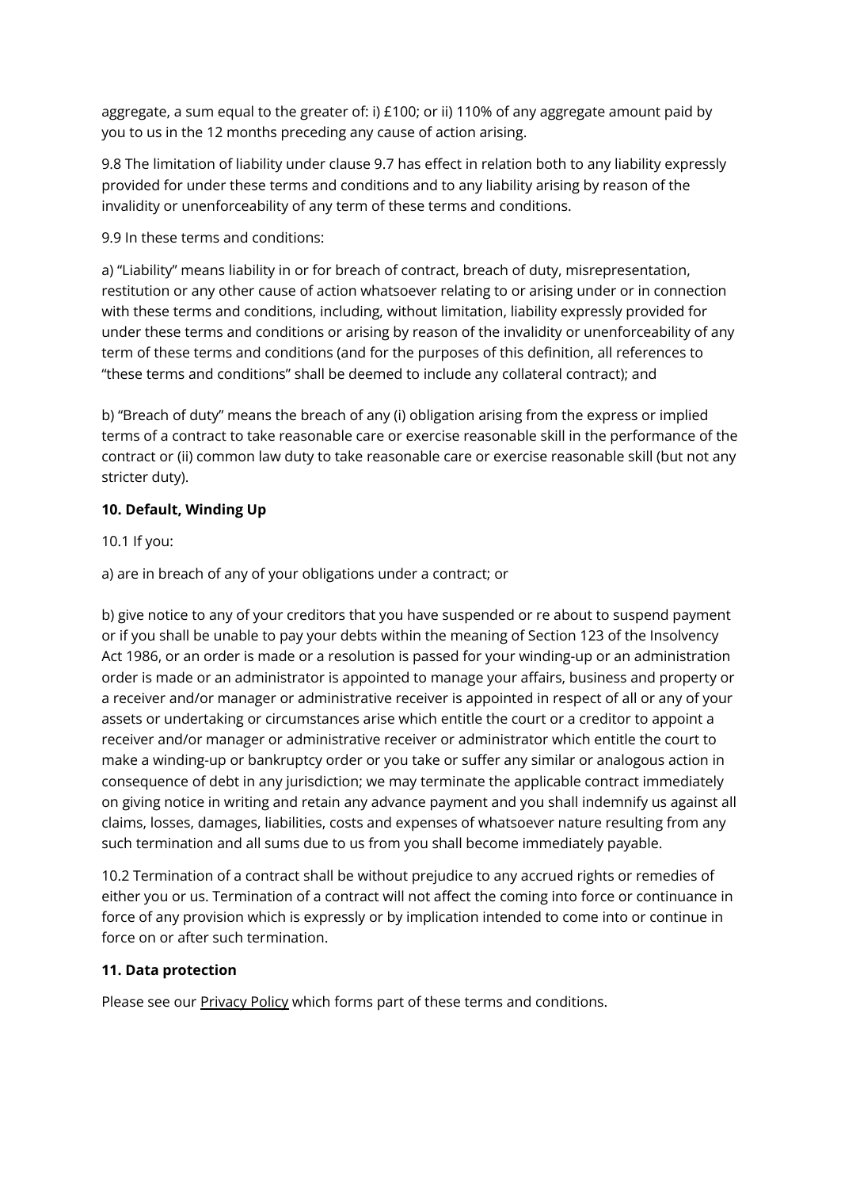aggregate, a sum equal to the greater of: i) £100; or ii) 110% of any aggregate amount paid by you to us in the 12 months preceding any cause of action arising.

9.8 The limitation of liability under clause 9.7 has effect in relation both to any liability expressly provided for under these terms and conditions and to any liability arising by reason of the invalidity or unenforceability of any term of these terms and conditions.

9.9 In these terms and conditions:

a) "Liability" means liability in or for breach of contract, breach of duty, misrepresentation, restitution or any other cause of action whatsoever relating to or arising under or in connection with these terms and conditions, including, without limitation, liability expressly provided for under these terms and conditions or arising by reason of the invalidity or unenforceability of any term of these terms and conditions (and for the purposes of this definition, all references to "these terms and conditions" shall be deemed to include any collateral contract); and

b) "Breach of duty" means the breach of any (i) obligation arising from the express or implied terms of a contract to take reasonable care or exercise reasonable skill in the performance of the contract or (ii) common law duty to take reasonable care or exercise reasonable skill (but not any stricter duty).

**10. Default, Winding Up**

10.1 If you:

a) are in breach of any of your obligations under a contract; or

b) give notice to any of your creditors that you have suspended or re about to suspend payment or if you shall be unable to pay your debts within the meaning of Section 123 of the Insolvency Act 1986, or an order is made or a resolution is passed for your winding-up or an administration order is made or an administrator is appointed to manage your affairs, business and property or a receiver and/or manager or administrative receiver is appointed in respect of all or any of your assets or undertaking or circumstances arise which entitle the court or a creditor to appoint a receiver and/or manager or administrative receiver or administrator which entitle the court to make a winding-up or bankruptcy order or you take or suffer any similar or analogous action in consequence of debt in any jurisdiction; we may terminate the applicable contract immediately on giving notice in writing and retain any advance payment and you shall indemnify us against all claims, losses, damages, liabilities, costs and expenses of whatsoever nature resulting from any such termination and all sums due to us from you shall become immediately payable.

10.2 Termination of a contract shall be without prejudice to any accrued rights or remedies of either you or us. Termination of a contract will not affect the coming into force or continuance in force of any provision which is expressly or by implication intended to come into or continue in force on or after such termination.

**11. Data protection**

Please see our Privacy Policy which forms part of these terms and conditions.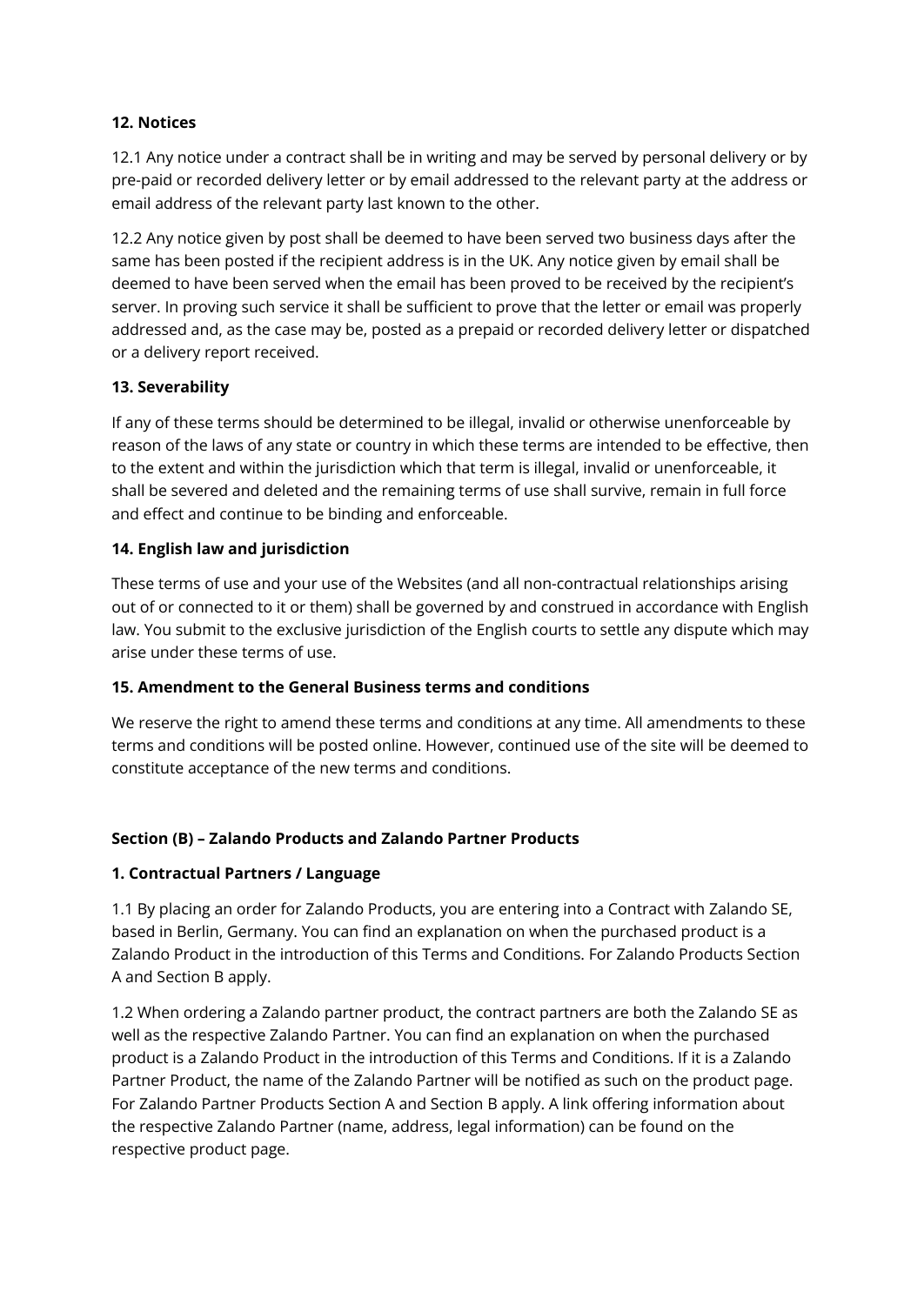**12. Notices**

12.1 Any notice under a contract shall be in writing and may be served by personal delivery or by pre-paid or recorded delivery letter or by email addressed to the relevant party at the address or email address of the relevant party last known to the other.

12.2 Any notice given by post shall be deemed to have been served two business days after the same has been posted if the recipient address is in the UK. Any notice given by email shall be deemed to have been served when the email has been proved to be received by the recipient's server. In proving such service it shall be sufficient to prove that the letter or email was properly addressed and, as the case may be, posted as a prepaid or recorded delivery letter or dispatched or a delivery report received.

**13. Severability**

If any of these terms should be determined to be illegal, invalid or otherwise unenforceable by reason of the laws of any state or country in which these terms are intended to be effective, then to the extent and within the jurisdiction which that term is illegal, invalid or unenforceable, it shall be severed and deleted and the remaining terms of use shall survive, remain in full force and effect and continue to be binding and enforceable.

**14. English law and jurisdiction**

These terms of use and your use of the Websites (and all non-contractual relationships arising out of or connected to it or them) shall be governed by and construed in accordance with English law. You submit to the exclusive jurisdiction of the English courts to settle any dispute which may arise under these terms of use.

**15. Amendment to the General Business terms and conditions**

We reserve the right to amend these terms and conditions at any time. All amendments to these terms and conditions will be posted online. However, continued use of the site will be deemed to constitute acceptance of the new terms and conditions.

**Section (B) – Zalando Products and Zalando Partner Products**

**1. Contractual Partners / Language**

1.1 By placing an order for Zalando Products, you are entering into a Contract with Zalando SE, based in Berlin, Germany. You can find an explanation on when the purchased product is a Zalando Product in the introduction of this Terms and Conditions. For Zalando Products Section A and Section B apply.

1.2 When ordering a Zalando partner product, the contract partners are both the Zalando SE as well as the respective Zalando Partner. You can find an explanation on when the purchased product is a Zalando Product in the introduction of this Terms and Conditions. If it is a Zalando Partner Product, the name of the Zalando Partner will be notified as such on the product page. For Zalando Partner Products Section A and Section B apply. A link offering information about the respective Zalando Partner (name, address, legal information) can be found on the respective product page.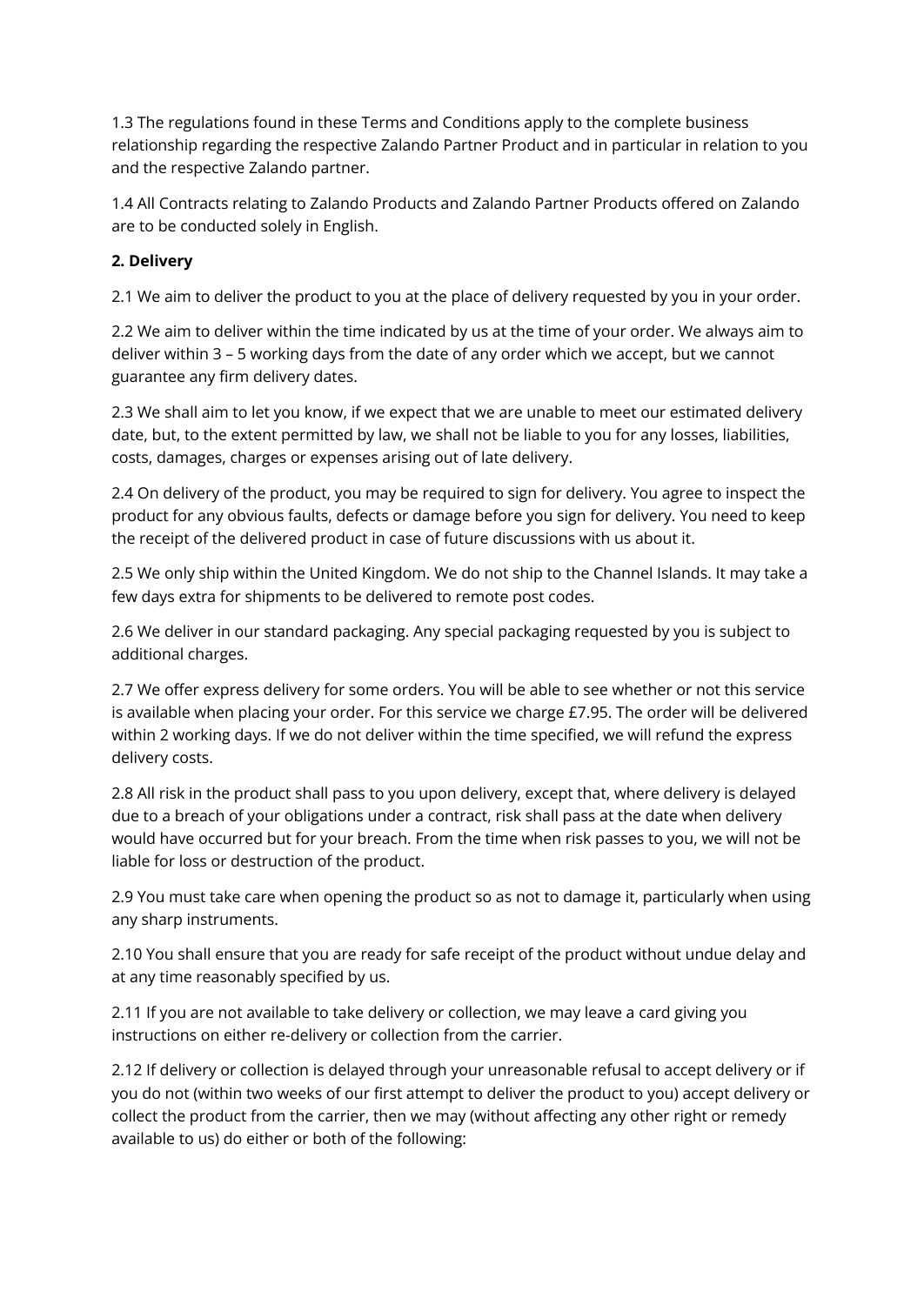1.3 The regulations found in these Terms and Conditions apply to the complete business relationship regarding the respective Zalando Partner Product and in particular in relation to you and the respective Zalando partner.

1.4 All Contracts relating to Zalando Products and Zalando Partner Products offered on Zalando are to be conducted solely in English.

**2. Delivery**

2.1 We aim to deliver the product to you at the place of delivery requested by you in your order.

2.2 We aim to deliver within the time indicated by us at the time of your order. We always aim to deliver within 3 – 5 working days from the date of any order which we accept, but we cannot guarantee any firm delivery dates.

2.3 We shall aim to let you know, if we expect that we are unable to meet our estimated delivery date, but, to the extent permitted by law, we shall not be liable to you for any losses, liabilities, costs, damages, charges or expenses arising out of late delivery.

2.4 On delivery of the product, you may be required to sign for delivery. You agree to inspect the product for any obvious faults, defects or damage before you sign for delivery. You need to keep the receipt of the delivered product in case of future discussions with us about it.

2.5 We only ship within the United Kingdom. We do not ship to the Channel Islands. It may take a few days extra for shipments to be delivered to remote post codes.

2.6 We deliver in our standard packaging. Any special packaging requested by you is subject to additional charges.

2.7 We offer express delivery for some orders. You will be able to see whether or not this service is available when placing your order. For this service we charge £7.95. The order will be delivered within 2 working days. If we do not deliver within the time specified, we will refund the express delivery costs.

2.8 All risk in the product shall pass to you upon delivery, except that, where delivery is delayed due to a breach of your obligations under a contract, risk shall pass at the date when delivery would have occurred but for your breach. From the time when risk passes to you, we will not be liable for loss or destruction of the product.

2.9 You must take care when opening the product so as not to damage it, particularly when using any sharp instruments.

2.10 You shall ensure that you are ready for safe receipt of the product without undue delay and at any time reasonably specified by us.

2.11 If you are not available to take delivery or collection, we may leave a card giving you instructions on either re-delivery or collection from the carrier.

2.12 If delivery or collection is delayed through your unreasonable refusal to accept delivery or if you do not (within two weeks of our first attempt to deliver the product to you) accept delivery or collect the product from the carrier, then we may (without affecting any other right or remedy available to us) do either or both of the following: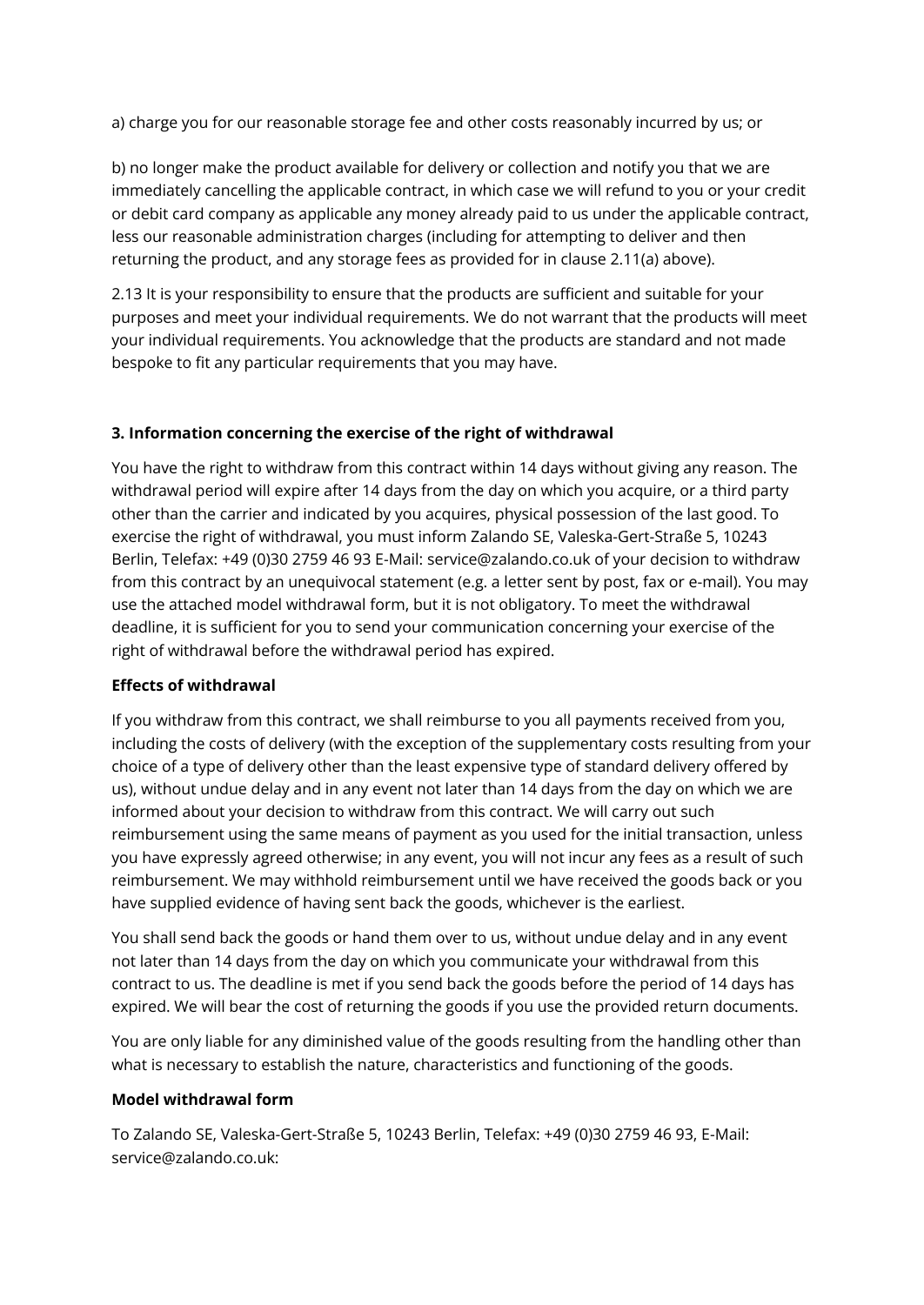a) charge you for our reasonable storage fee and other costs reasonably incurred by us; or

b) no longer make the product available for delivery or collection and notify you that we are immediately cancelling the applicable contract, in which case we will refund to you or your credit or debit card company as applicable any money already paid to us under the applicable contract, less our reasonable administration charges (including for attempting to deliver and then returning the product, and any storage fees as provided for in clause 2.11(a) above).

2.13 It is your responsibility to ensure that the products are sufficient and suitable for your purposes and meet your individual requirements. We do not warrant that the products will meet your individual requirements. You acknowledge that the products are standard and not made bespoke to fit any particular requirements that you may have.

**3. Information concerning the exercise of the right of withdrawal**

You have the right to withdraw from this contract within 14 days without giving any reason. The withdrawal period will expire after 14 days from the day on which you acquire, or a third party other than the carrier and indicated by you acquires, physical possession of the last good. To exercise the right of withdrawal, you must inform Zalando SE, Valeska-Gert-Straße 5, 10243 Berlin, Telefax: +49 (0)30 2759 46 93 E-Mail: service@zalando.co.uk of your decision to withdraw from this contract by an unequivocal statement (e.g. a letter sent by post, fax or e-mail). You may use the attached model withdrawal form, but it is not obligatory. To meet the withdrawal deadline, it is sufficient for you to send your communication concerning your exercise of the right of withdrawal before the withdrawal period has expired.

**Effects of withdrawal**

If you withdraw from this contract, we shall reimburse to you all payments received from you, including the costs of delivery (with the exception of the supplementary costs resulting from your choice of a type of delivery other than the least expensive type of standard delivery offered by us), without undue delay and in any event not later than 14 days from the day on which we are informed about your decision to withdraw from this contract. We will carry out such reimbursement using the same means of payment as you used for the initial transaction, unless you have expressly agreed otherwise; in any event, you will not incur any fees as a result of such reimbursement. We may withhold reimbursement until we have received the goods back or you have supplied evidence of having sent back the goods, whichever is the earliest.

You shall send back the goods or hand them over to us, without undue delay and in any event not later than 14 days from the day on which you communicate your withdrawal from this contract to us. The deadline is met if you send back the goods before the period of 14 days has expired. We will bear the cost of returning the goods if you use the provided return documents.

You are only liable for any diminished value of the goods resulting from the handling other than what is necessary to establish the nature, characteristics and functioning of the goods.

**Model withdrawal form**

To Zalando SE, Valeska-Gert-Straße 5, 10243 Berlin, Telefax: +49 (0)30 2759 46 93, E-Mail: service@zalando.co.uk: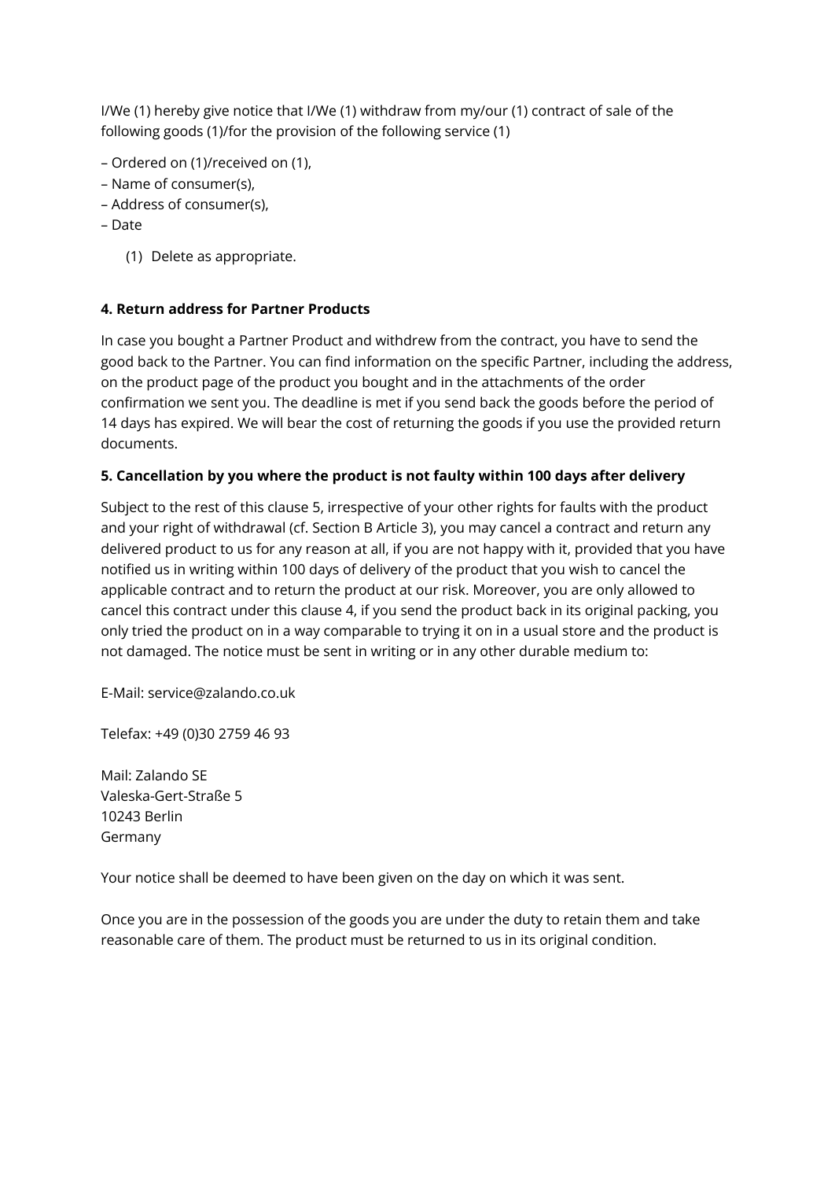I/We (1) hereby give notice that I/We (1) withdraw from my/our (1) contract of sale of the following goods (1)/for the provision of the following service (1)

– Ordered on (1)/received on (1),
– Name of consumer(s),
– Address of consumer(s),
– Date

(1) Delete as appropriate.

**4. Return address for Partner Products**

In case you bought a Partner Product and withdrew from the contract, you have to send the good back to the Partner. You can find information on the specific Partner, including the address, on the product page of the product you bought and in the attachments of the order confirmation we sent you. The deadline is met if you send back the goods before the period of 14 days has expired. We will bear the cost of returning the goods if you use the provided return documents.

**5. Cancellation by you where the product is not faulty within 100 days after delivery**

Subject to the rest of this clause 5, irrespective of your other rights for faults with the product and your right of withdrawal (cf. Section B Article 3), you may cancel a contract and return any delivered product to us for any reason at all, if you are not happy with it, provided that you have notified us in writing within 100 days of delivery of the product that you wish to cancel the applicable contract and to return the product at our risk. Moreover, you are only allowed to cancel this contract under this clause 4, if you send the product back in its original packing, you only tried the product on in a way comparable to trying it on in a usual store and the product is not damaged. The notice must be sent in writing or in any other durable medium to:

E-Mail: service@zalando.co.uk

Telefax: +49 (0)30 2759 46 93

Mail: Zalando SE
Valeska-Gert-Straße 5
10243 Berlin
Germany

Your notice shall be deemed to have been given on the day on which it was sent.

Once you are in the possession of the goods you are under the duty to retain them and take reasonable care of them. The product must be returned to us in its original condition.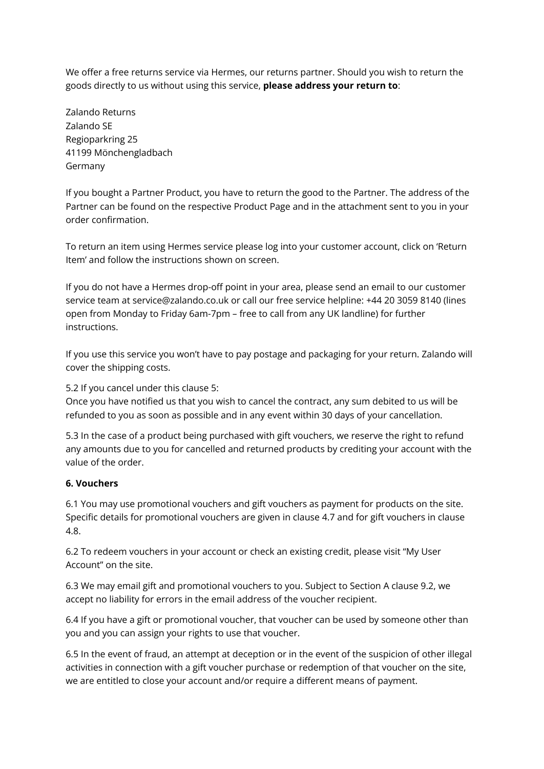We offer a free returns service via Hermes, our returns partner. Should you wish to return the goods directly to us without using this service, **please address your return to**:

Zalando Returns
Zalando SE
Regioparkring 25
41199 Mönchengladbach
Germany

If you bought a Partner Product, you have to return the good to the Partner. The address of the Partner can be found on the respective Product Page and in the attachment sent to you in your order confirmation.

To return an item using Hermes service please log into your customer account, click on 'Return Item' and follow the instructions shown on screen.

If you do not have a Hermes drop-off point in your area, please send an email to our customer service team at service@zalando.co.uk or call our free service helpline: +44 20 3059 8140 (lines open from Monday to Friday 6am-7pm – free to call from any UK landline) for further instructions.

If you use this service you won't have to pay postage and packaging for your return. Zalando will cover the shipping costs.

5.2 If you cancel under this clause 5:
Once you have notified us that you wish to cancel the contract, any sum debited to us will be refunded to you as soon as possible and in any event within 30 days of your cancellation.

5.3 In the case of a product being purchased with gift vouchers, we reserve the right to refund any amounts due to you for cancelled and returned products by crediting your account with the value of the order.

**6. Vouchers**

6.1 You may use promotional vouchers and gift vouchers as payment for products on the site. Specific details for promotional vouchers are given in clause 4.7 and for gift vouchers in clause 4.8.

6.2 To redeem vouchers in your account or check an existing credit, please visit "My User Account" on the site.

6.3 We may email gift and promotional vouchers to you. Subject to Section A clause 9.2, we accept no liability for errors in the email address of the voucher recipient.

6.4 If you have a gift or promotional voucher, that voucher can be used by someone other than you and you can assign your rights to use that voucher.

6.5 In the event of fraud, an attempt at deception or in the event of the suspicion of other illegal activities in connection with a gift voucher purchase or redemption of that voucher on the site, we are entitled to close your account and/or require a different means of payment.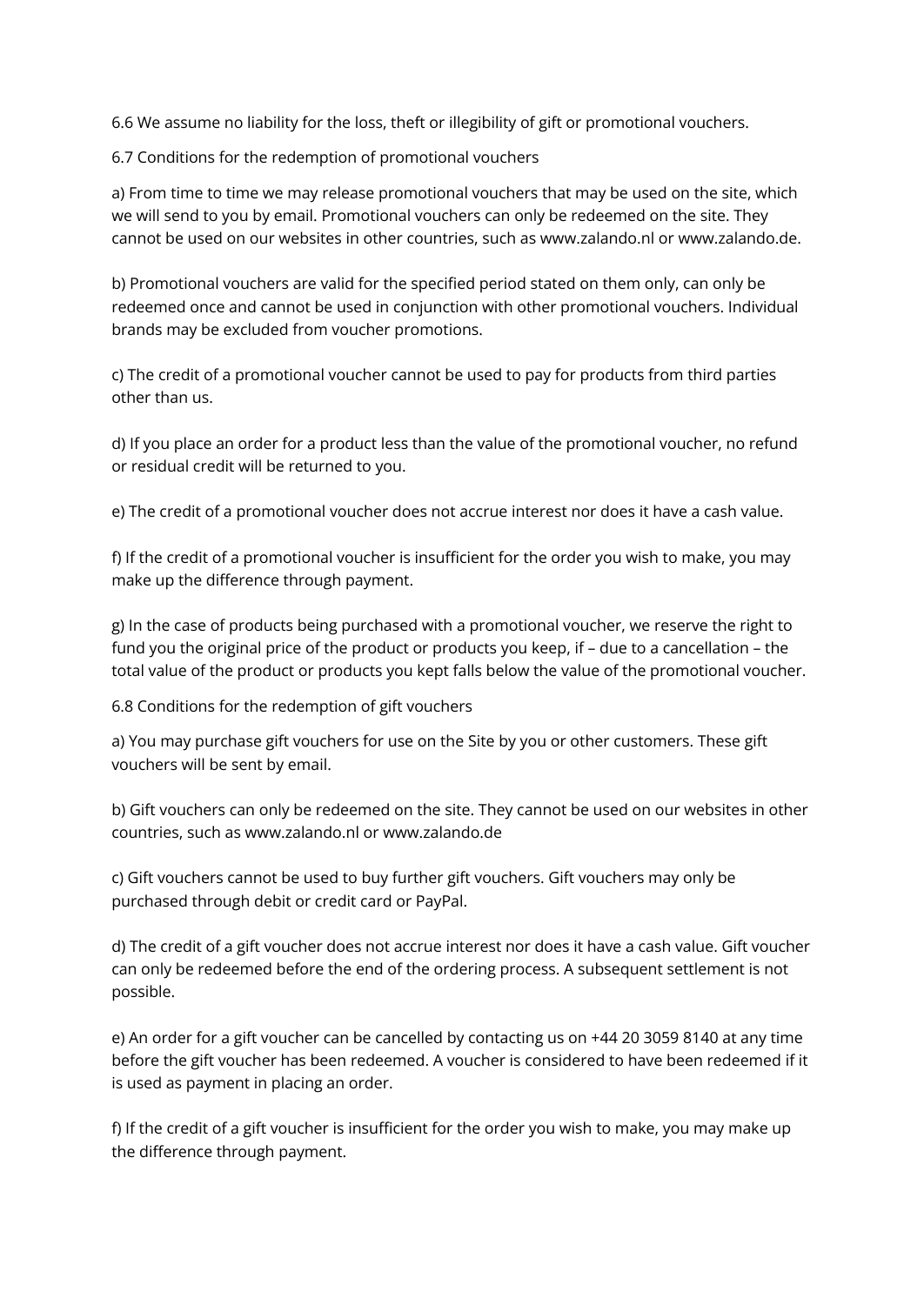6.6 We assume no liability for the loss, theft or illegibility of gift or promotional vouchers.

6.7 Conditions for the redemption of promotional vouchers

a) From time to time we may release promotional vouchers that may be used on the site, which we will send to you by email. Promotional vouchers can only be redeemed on the site. They cannot be used on our websites in other countries, such as www.zalando.nl or www.zalando.de.

b) Promotional vouchers are valid for the specified period stated on them only, can only be redeemed once and cannot be used in conjunction with other promotional vouchers. Individual brands may be excluded from voucher promotions.

c) The credit of a promotional voucher cannot be used to pay for products from third parties other than us.

d) If you place an order for a product less than the value of the promotional voucher, no refund or residual credit will be returned to you.

e) The credit of a promotional voucher does not accrue interest nor does it have a cash value.

f) If the credit of a promotional voucher is insufficient for the order you wish to make, you may make up the difference through payment.

g) In the case of products being purchased with a promotional voucher, we reserve the right to fund you the original price of the product or products you keep, if – due to a cancellation – the total value of the product or products you kept falls below the value of the promotional voucher.

6.8 Conditions for the redemption of gift vouchers

a) You may purchase gift vouchers for use on the Site by you or other customers. These gift vouchers will be sent by email.

b) Gift vouchers can only be redeemed on the site. They cannot be used on our websites in other countries, such as www.zalando.nl or www.zalando.de

c) Gift vouchers cannot be used to buy further gift vouchers. Gift vouchers may only be purchased through debit or credit card or PayPal.

d) The credit of a gift voucher does not accrue interest nor does it have a cash value. Gift voucher can only be redeemed before the end of the ordering process. A subsequent settlement is not possible.

e) An order for a gift voucher can be cancelled by contacting us on +44 20 3059 8140 at any time before the gift voucher has been redeemed. A voucher is considered to have been redeemed if it is used as payment in placing an order.

f) If the credit of a gift voucher is insufficient for the order you wish to make, you may make up the difference through payment.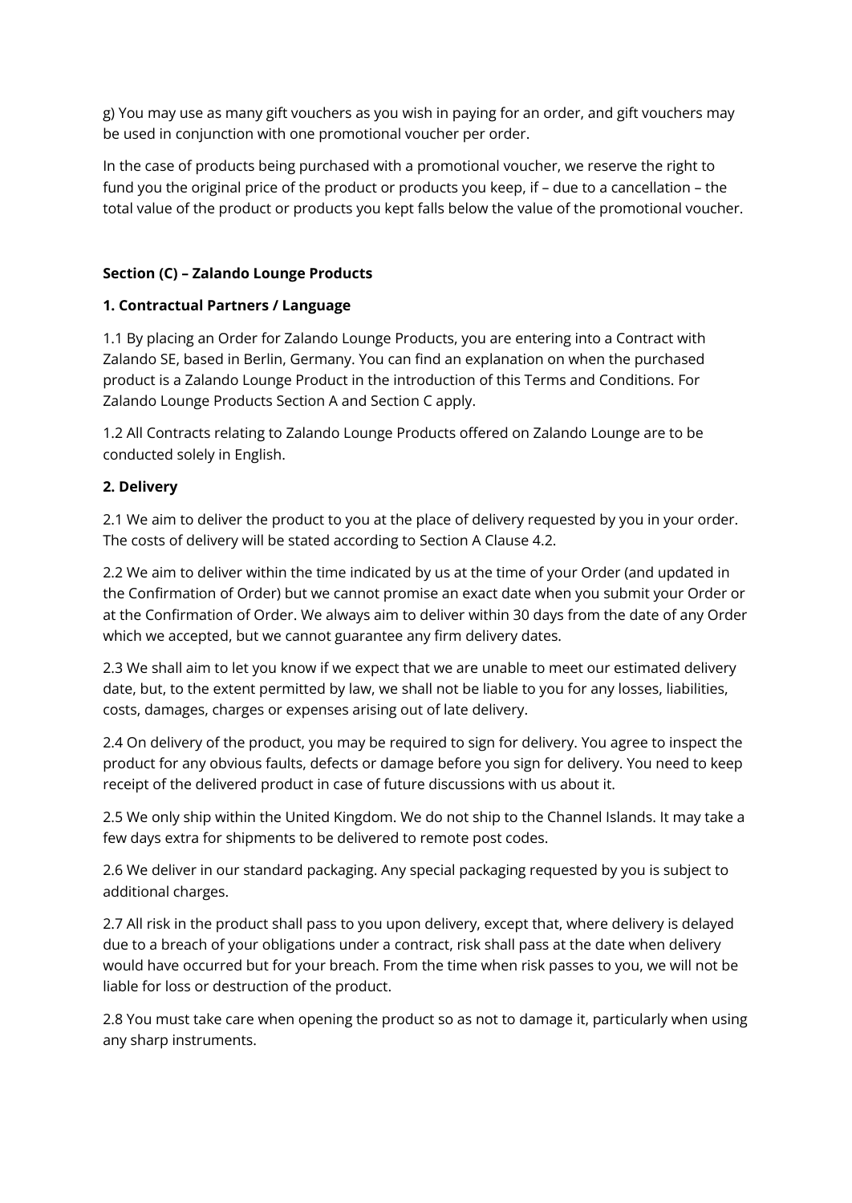g) You may use as many gift vouchers as you wish in paying for an order, and gift vouchers may be used in conjunction with one promotional voucher per order.

In the case of products being purchased with a promotional voucher, we reserve the right to fund you the original price of the product or products you keep, if – due to a cancellation – the total value of the product or products you kept falls below the value of the promotional voucher.

**Section (C) – Zalando Lounge Products**

**1. Contractual Partners / Language**

1.1 By placing an Order for Zalando Lounge Products, you are entering into a Contract with Zalando SE, based in Berlin, Germany. You can find an explanation on when the purchased product is a Zalando Lounge Product in the introduction of this Terms and Conditions. For Zalando Lounge Products Section A and Section C apply.

1.2 All Contracts relating to Zalando Lounge Products offered on Zalando Lounge are to be conducted solely in English.

**2. Delivery**

2.1 We aim to deliver the product to you at the place of delivery requested by you in your order. The costs of delivery will be stated according to Section A Clause 4.2.

2.2 We aim to deliver within the time indicated by us at the time of your Order (and updated in the Confirmation of Order) but we cannot promise an exact date when you submit your Order or at the Confirmation of Order. We always aim to deliver within 30 days from the date of any Order which we accepted, but we cannot guarantee any firm delivery dates.

2.3 We shall aim to let you know if we expect that we are unable to meet our estimated delivery date, but, to the extent permitted by law, we shall not be liable to you for any losses, liabilities, costs, damages, charges or expenses arising out of late delivery.

2.4 On delivery of the product, you may be required to sign for delivery. You agree to inspect the product for any obvious faults, defects or damage before you sign for delivery. You need to keep receipt of the delivered product in case of future discussions with us about it.

2.5 We only ship within the United Kingdom. We do not ship to the Channel Islands. It may take a few days extra for shipments to be delivered to remote post codes.

2.6 We deliver in our standard packaging. Any special packaging requested by you is subject to additional charges.

2.7 All risk in the product shall pass to you upon delivery, except that, where delivery is delayed due to a breach of your obligations under a contract, risk shall pass at the date when delivery would have occurred but for your breach. From the time when risk passes to you, we will not be liable for loss or destruction of the product.

2.8 You must take care when opening the product so as not to damage it, particularly when using any sharp instruments.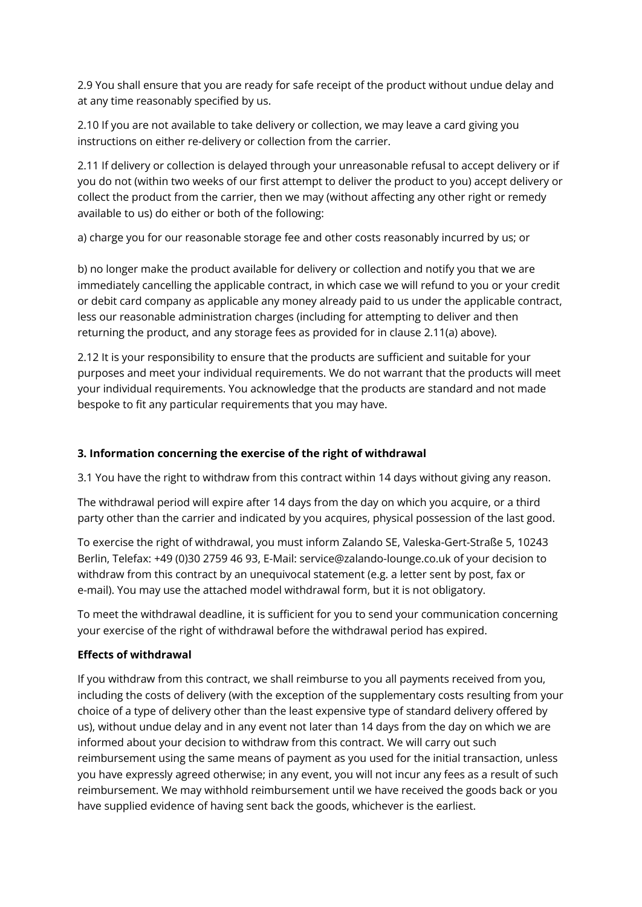2.9 You shall ensure that you are ready for safe receipt of the product without undue delay and at any time reasonably specified by us.

2.10 If you are not available to take delivery or collection, we may leave a card giving you instructions on either re-delivery or collection from the carrier.

2.11 If delivery or collection is delayed through your unreasonable refusal to accept delivery or if you do not (within two weeks of our first attempt to deliver the product to you) accept delivery or collect the product from the carrier, then we may (without affecting any other right or remedy available to us) do either or both of the following:

a) charge you for our reasonable storage fee and other costs reasonably incurred by us; or

b) no longer make the product available for delivery or collection and notify you that we are immediately cancelling the applicable contract, in which case we will refund to you or your credit or debit card company as applicable any money already paid to us under the applicable contract, less our reasonable administration charges (including for attempting to deliver and then returning the product, and any storage fees as provided for in clause 2.11(a) above).

2.12 It is your responsibility to ensure that the products are sufficient and suitable for your purposes and meet your individual requirements. We do not warrant that the products will meet your individual requirements. You acknowledge that the products are standard and not made bespoke to fit any particular requirements that you may have.

### 3. Information concerning the exercise of the right of withdrawal

3.1 You have the right to withdraw from this contract within 14 days without giving any reason.

The withdrawal period will expire after 14 days from the day on which you acquire, or a third party other than the carrier and indicated by you acquires, physical possession of the last good.

To exercise the right of withdrawal, you must inform Zalando SE, Valeska-Gert-Straße 5, 10243 Berlin, Telefax: +49 (0)30 2759 46 93, E-Mail: service@zalando-lounge.co.uk of your decision to withdraw from this contract by an unequivocal statement (e.g. a letter sent by post, fax or e-mail). You may use the attached model withdrawal form, but it is not obligatory.

To meet the withdrawal deadline, it is sufficient for you to send your communication concerning your exercise of the right of withdrawal before the withdrawal period has expired.

**Effects of withdrawal**

If you withdraw from this contract, we shall reimburse to you all payments received from you, including the costs of delivery (with the exception of the supplementary costs resulting from your choice of a type of delivery other than the least expensive type of standard delivery offered by us), without undue delay and in any event not later than 14 days from the day on which we are informed about your decision to withdraw from this contract. We will carry out such reimbursement using the same means of payment as you used for the initial transaction, unless you have expressly agreed otherwise; in any event, you will not incur any fees as a result of such reimbursement. We may withhold reimbursement until we have received the goods back or you have supplied evidence of having sent back the goods, whichever is the earliest.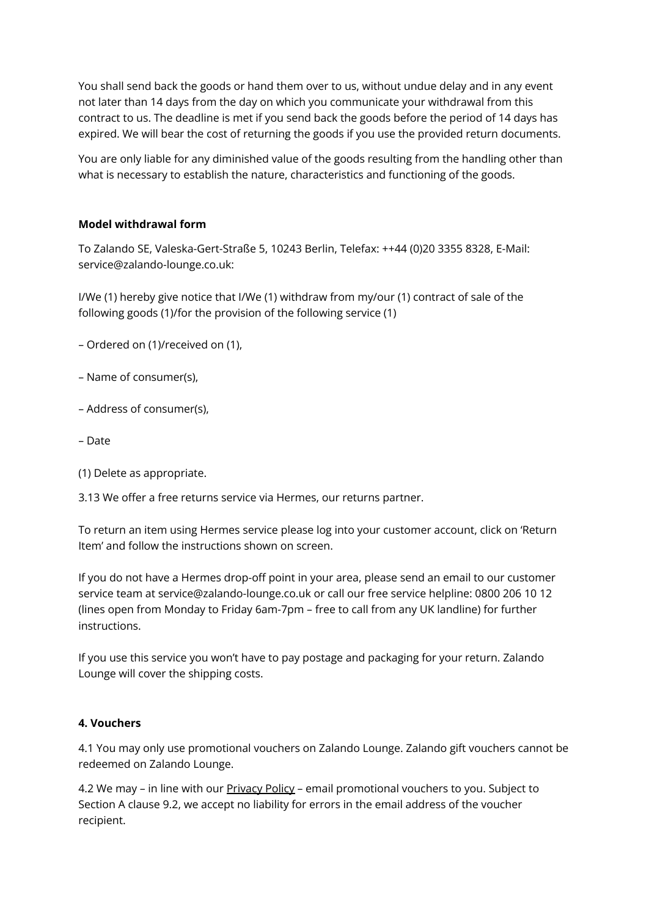You shall send back the goods or hand them over to us, without undue delay and in any event not later than 14 days from the day on which you communicate your withdrawal from this contract to us. The deadline is met if you send back the goods before the period of 14 days has expired. We will bear the cost of returning the goods if you use the provided return documents.

You are only liable for any diminished value of the goods resulting from the handling other than what is necessary to establish the nature, characteristics and functioning of the goods.

**Model withdrawal form**

To Zalando SE, Valeska-Gert-Straße 5, 10243 Berlin, Telefax: ++44 (0)20 3355 8328, E-Mail: service@zalando-lounge.co.uk:

I/We (1) hereby give notice that I/We (1) withdraw from my/our (1) contract of sale of the following goods (1)/for the provision of the following service (1)

– Ordered on (1)/received on (1),

– Name of consumer(s),

– Address of consumer(s),

– Date

(1) Delete as appropriate.

3.13 We offer a free returns service via Hermes, our returns partner.

To return an item using Hermes service please log into your customer account, click on 'Return Item' and follow the instructions shown on screen.

If you do not have a Hermes drop-off point in your area, please send an email to our customer service team at service@zalando-lounge.co.uk or call our free service helpline: 0800 206 10 12 (lines open from Monday to Friday 6am-7pm – free to call from any UK landline) for further instructions.

If you use this service you won't have to pay postage and packaging for your return. Zalando Lounge will cover the shipping costs.

**4. Vouchers**

4.1 You may only use promotional vouchers on Zalando Lounge. Zalando gift vouchers cannot be redeemed on Zalando Lounge.

4.2 We may – in line with our Privacy Policy – email promotional vouchers to you. Subject to Section A clause 9.2, we accept no liability for errors in the email address of the voucher recipient.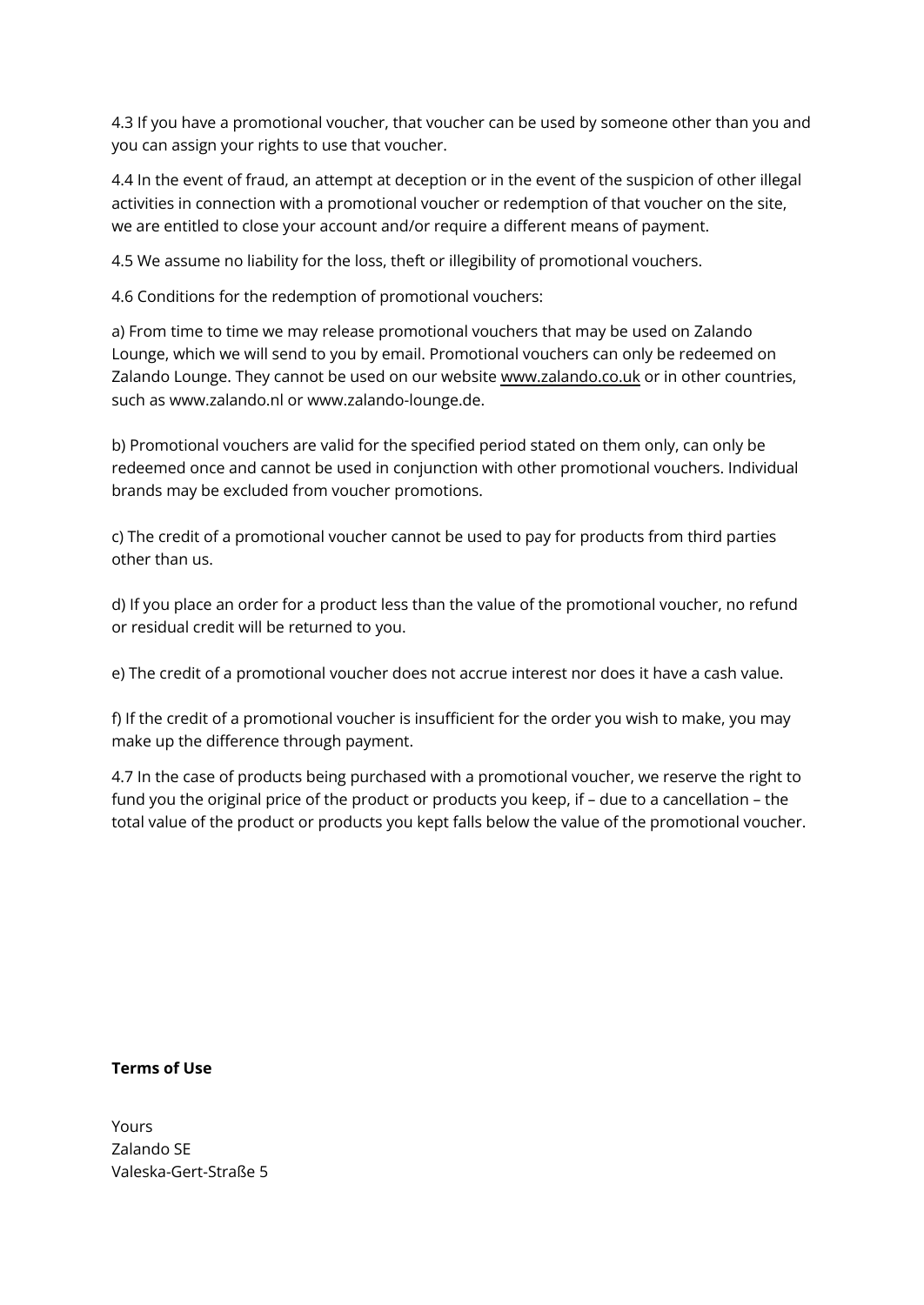4.3 If you have a promotional voucher, that voucher can be used by someone other than you and you can assign your rights to use that voucher.

4.4 In the event of fraud, an attempt at deception or in the event of the suspicion of other illegal activities in connection with a promotional voucher or redemption of that voucher on the site, we are entitled to close your account and/or require a different means of payment.

4.5 We assume no liability for the loss, theft or illegibility of promotional vouchers.

4.6 Conditions for the redemption of promotional vouchers:

a) From time to time we may release promotional vouchers that may be used on Zalando Lounge, which we will send to you by email. Promotional vouchers can only be redeemed on Zalando Lounge. They cannot be used on our website [www.zalando.co.uk](www.zalando.co.uk) or in other countries, such as www.zalando.nl or www.zalando-lounge.de.

b) Promotional vouchers are valid for the specified period stated on them only, can only be redeemed once and cannot be used in conjunction with other promotional vouchers. Individual brands may be excluded from voucher promotions.

c) The credit of a promotional voucher cannot be used to pay for products from third parties other than us.

d) If you place an order for a product less than the value of the promotional voucher, no refund or residual credit will be returned to you.

e) The credit of a promotional voucher does not accrue interest nor does it have a cash value.

f) If the credit of a promotional voucher is insufficient for the order you wish to make, you may make up the difference through payment.

4.7 In the case of products being purchased with a promotional voucher, we reserve the right to fund you the original price of the product or products you keep, if – due to a cancellation – the total value of the product or products you kept falls below the value of the promotional voucher.

**Terms of Use**

Yours  
Zalando SE  
Valeska-Gert-Straße 5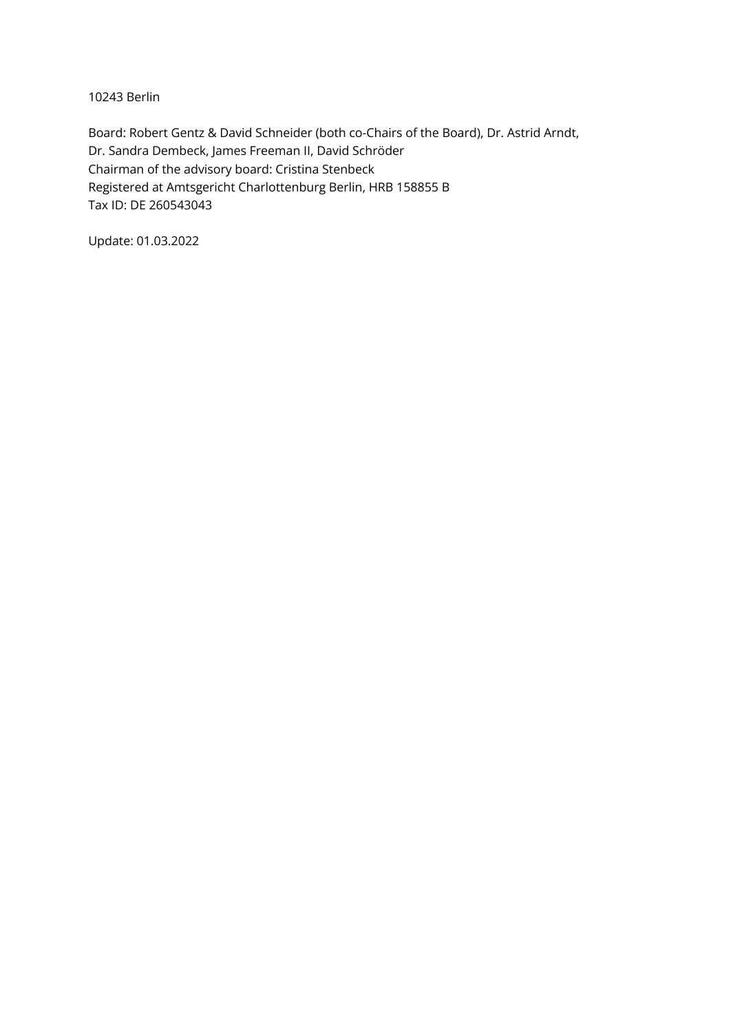10243 Berlin

Board: Robert Gentz & David Schneider (both co-Chairs of the Board), Dr. Astrid Arndt, Dr. Sandra Dembeck, James Freeman II, David Schröder
Chairman of the advisory board: Cristina Stenbeck
Registered at Amtsgericht Charlottenburg Berlin, HRB 158855 B
Tax ID: DE 260543043

Update: 01.03.2022